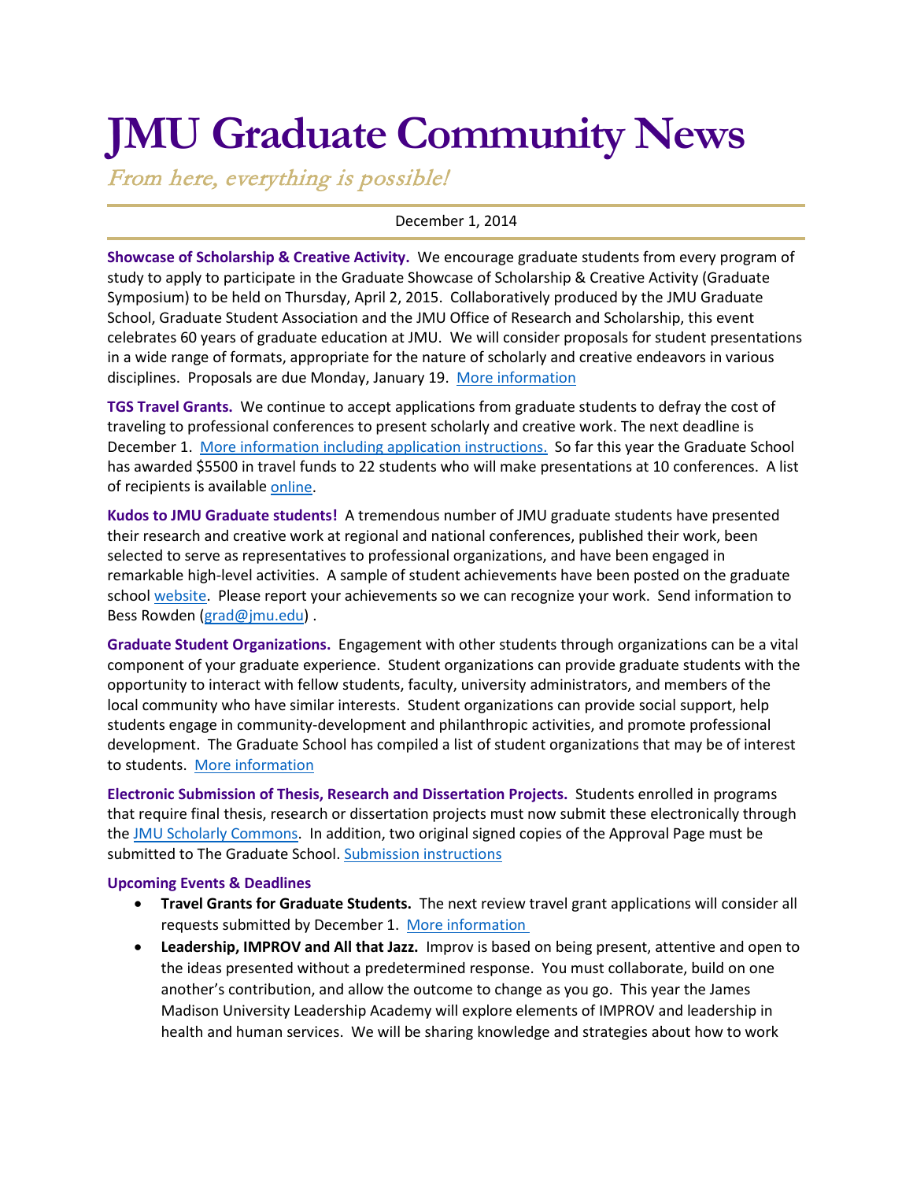# JMU Graduate Community News

*From here, everything is possible!*

December 1, 2014

**Showcase of Scholarship & Creative Activity.** We encourage graduate students from every program of study to apply to participate in the Graduate Showcase of Scholarship & Creative Activity (Graduate Symposium) to be held on Thursday, April 2, 2015. Collaboratively produced by the JMU Graduate School, Graduate Student Association and the JMU Office of Research and Scholarship, this event celebrates 60 years of graduate education at JMU. We will consider proposals for student presentations in a wide range of formats, appropriate for the nature of scholarly and creative endeavors in various disciplines. Proposals are due Monday, January 19. More information

**TGS Travel Grants.** We continue to accept applications from graduate students to defray the cost of traveling to professional conferences to present scholarly and creative work. The next deadline is December 1. More information including application instructions. So far this year the Graduate School has awarded $5500 in travel funds to 22 students who will make presentations at 10 conferences. A list of recipients is available online.

**Kudos to JMU Graduate students!** A tremendous number of JMU graduate students have presented their research and creative work at regional and national conferences, published their work, been selected to serve as representatives to professional organizations, and have been engaged in remarkable high-level activities. A sample of student achievements have been posted on the graduate school website. Please report your achievements so we can recognize your work. Send information to Bess Rowden (grad@jmu.edu) .

**Graduate Student Organizations.** Engagement with other students through organizations can be a vital component of your graduate experience. Student organizations can provide graduate students with the opportunity to interact with fellow students, faculty, university administrators, and members of the local community who have similar interests. Student organizations can provide social support, help students engage in community-development and philanthropic activities, and promote professional development. The Graduate School has compiled a list of student organizations that may be of interest to students. More information

**Electronic Submission of Thesis, Research and Dissertation Projects.** Students enrolled in programs that require final thesis, research or dissertation projects must now submit these electronically through the JMU Scholarly Commons. In addition, two original signed copies of the Approval Page must be submitted to The Graduate School. Submission instructions

**Upcoming Events & Deadlines**

- **Travel Grants for Graduate Students.** The next review travel grant applications will consider all requests submitted by December 1. More information
- **Leadership, IMPROV and All that Jazz.** Improv is based on being present, attentive and open to the ideas presented without a predetermined response. You must collaborate, build on one another's contribution, and allow the outcome to change as you go. This year the James Madison University Leadership Academy will explore elements of IMPROV and leadership in health and human services. We will be sharing knowledge and strategies about how to work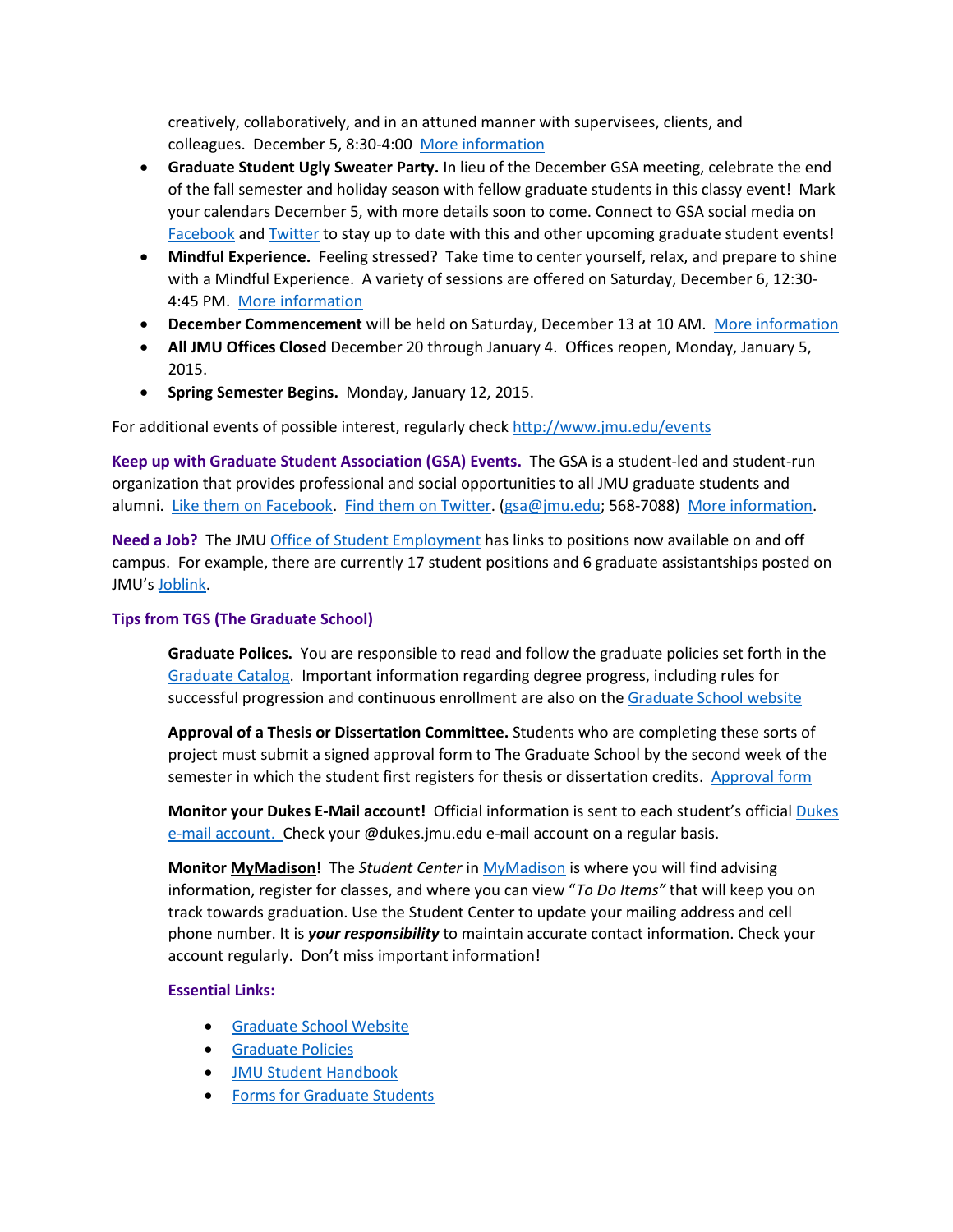creatively, collaboratively, and in an attuned manner with supervisees, clients, and colleagues. December 5, 8:30-4:00 More information

- **Graduate Student Ugly Sweater Party.** In lieu of the December GSA meeting, celebrate the end of the fall semester and holiday season with fellow graduate students in this classy event! Mark your calendars December 5, with more details soon to come. Connect to GSA social media on Facebook and Twitter to stay up to date with this and other upcoming graduate student events!
- **Mindful Experience.** Feeling stressed? Take time to center yourself, relax, and prepare to shine with a Mindful Experience. A variety of sessions are offered on Saturday, December 6, 12:30-4:45 PM. More information
- **December Commencement** will be held on Saturday, December 13 at 10 AM. More information
- **All JMU Offices Closed** December 20 through January 4. Offices reopen, Monday, January 5, 2015.
- **Spring Semester Begins.** Monday, January 12, 2015.

For additional events of possible interest, regularly check http://www.jmu.edu/events

**Keep up with Graduate Student Association (GSA) Events.** The GSA is a student-led and student-run organization that provides professional and social opportunities to all JMU graduate students and alumni. Like them on Facebook. Find them on Twitter. (gsa@jmu.edu; 568-7088) More information.

**Need a Job?** The JMU Office of Student Employment has links to positions now available on and off campus. For example, there are currently 17 student positions and 6 graduate assistantships posted on JMU's Joblink.

### Tips from TGS (The Graduate School)

**Graduate Polices.** You are responsible to read and follow the graduate policies set forth in the Graduate Catalog. Important information regarding degree progress, including rules for successful progression and continuous enrollment are also on the Graduate School website

**Approval of a Thesis or Dissertation Committee.** Students who are completing these sorts of project must submit a signed approval form to The Graduate School by the second week of the semester in which the student first registers for thesis or dissertation credits. Approval form

**Monitor your Dukes E-Mail account!** Official information is sent to each student's official Dukes e-mail account. Check your @dukes.jmu.edu e-mail account on a regular basis.

**Monitor MyMadison!** The *Student Center* in MyMadison is where you will find advising information, register for classes, and where you can view "*To Do Items"* that will keep you on track towards graduation. Use the Student Center to update your mailing address and cell phone number. It is ***your responsibility*** to maintain accurate contact information. Check your account regularly. Don't miss important information!

#### Essential Links:

- Graduate School Website
- Graduate Policies
- JMU Student Handbook
- Forms for Graduate Students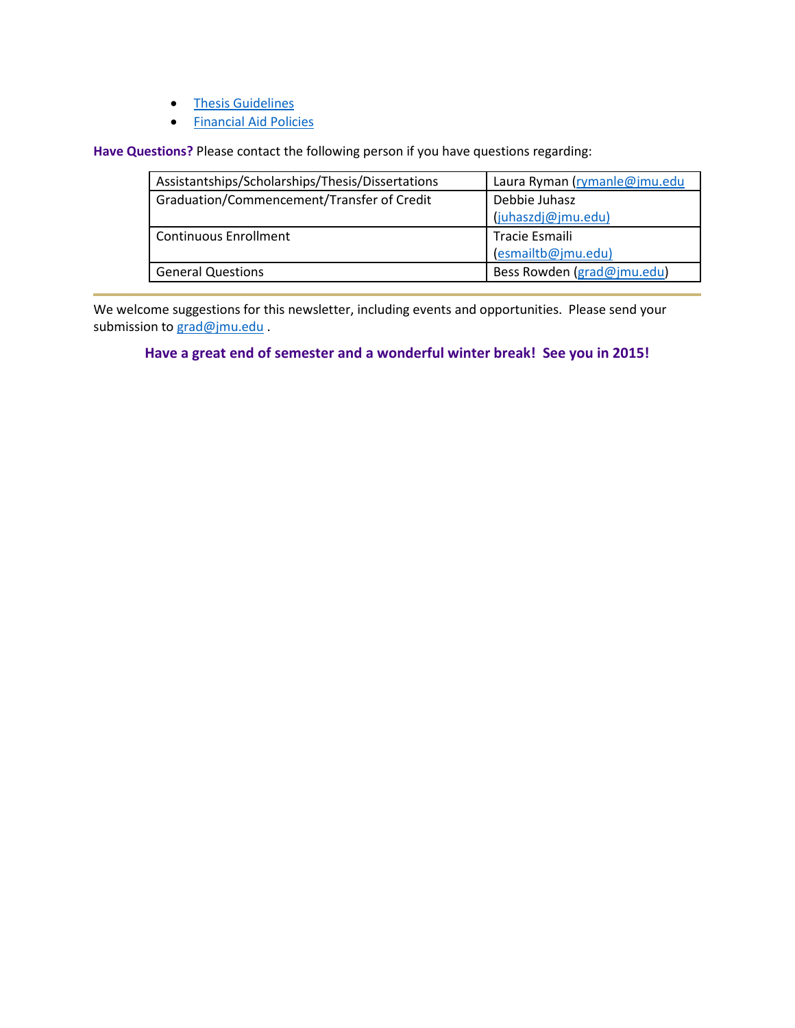- Thesis Guidelines
- Financial Aid Policies

**Have Questions?** Please contact the following person if you have questions regarding:

| | |
|---|---|
| Assistantships/Scholarships/Thesis/Dissertations | Laura Ryman (rymanle@jmu.edu |
| Graduation/Commencement/Transfer of Credit | Debbie Juhasz (juhaszdj@jmu.edu) |
| Continuous Enrollment | Tracie Esmaili (esmailtb@jmu.edu) |
| General Questions | Bess Rowden (grad@jmu.edu) |

---

We welcome suggestions for this newsletter, including events and opportunities. Please send your submission to grad@jmu.edu .

**Have a great end of semester and a wonderful winter break! See you in 2015!**